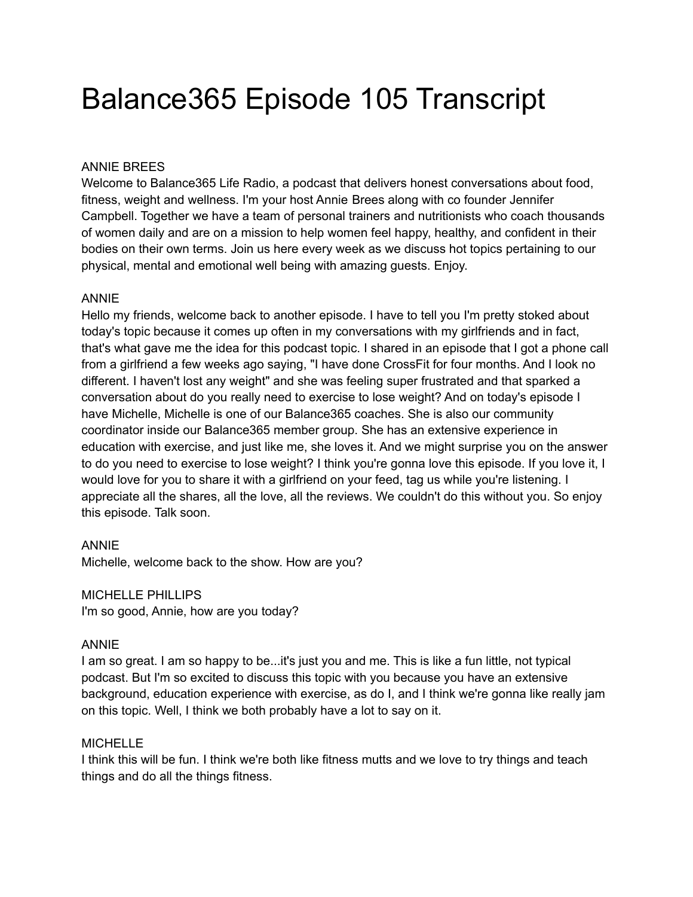# Balance365 Episode 105 Transcript

ANNIE BREES
Welcome to Balance365 Life Radio, a podcast that delivers honest conversations about food, fitness, weight and wellness. I'm your host Annie Brees along with co founder Jennifer Campbell. Together we have a team of personal trainers and nutritionists who coach thousands of women daily and are on a mission to help women feel happy, healthy, and confident in their bodies on their own terms. Join us here every week as we discuss hot topics pertaining to our physical, mental and emotional well being with amazing guests. Enjoy.

ANNIE
Hello my friends, welcome back to another episode. I have to tell you I'm pretty stoked about today's topic because it comes up often in my conversations with my girlfriends and in fact, that's what gave me the idea for this podcast topic. I shared in an episode that I got a phone call from a girlfriend a few weeks ago saying, "I have done CrossFit for four months. And I look no different. I haven't lost any weight" and she was feeling super frustrated and that sparked a conversation about do you really need to exercise to lose weight? And on today's episode I have Michelle, Michelle is one of our Balance365 coaches. She is also our community coordinator inside our Balance365 member group. She has an extensive experience in education with exercise, and just like me, she loves it. And we might surprise you on the answer to do you need to exercise to lose weight? I think you're gonna love this episode. If you love it, I would love for you to share it with a girlfriend on your feed, tag us while you're listening. I appreciate all the shares, all the love, all the reviews. We couldn't do this without you. So enjoy this episode. Talk soon.

ANNIE
Michelle, welcome back to the show. How are you?

MICHELLE PHILLIPS
I'm so good, Annie, how are you today?

ANNIE
I am so great. I am so happy to be...it's just you and me. This is like a fun little, not typical podcast. But I'm so excited to discuss this topic with you because you have an extensive background, education experience with exercise, as do I, and I think we're gonna like really jam on this topic. Well, I think we both probably have a lot to say on it.

MICHELLE
I think this will be fun. I think we're both like fitness mutts and we love to try things and teach things and do all the things fitness.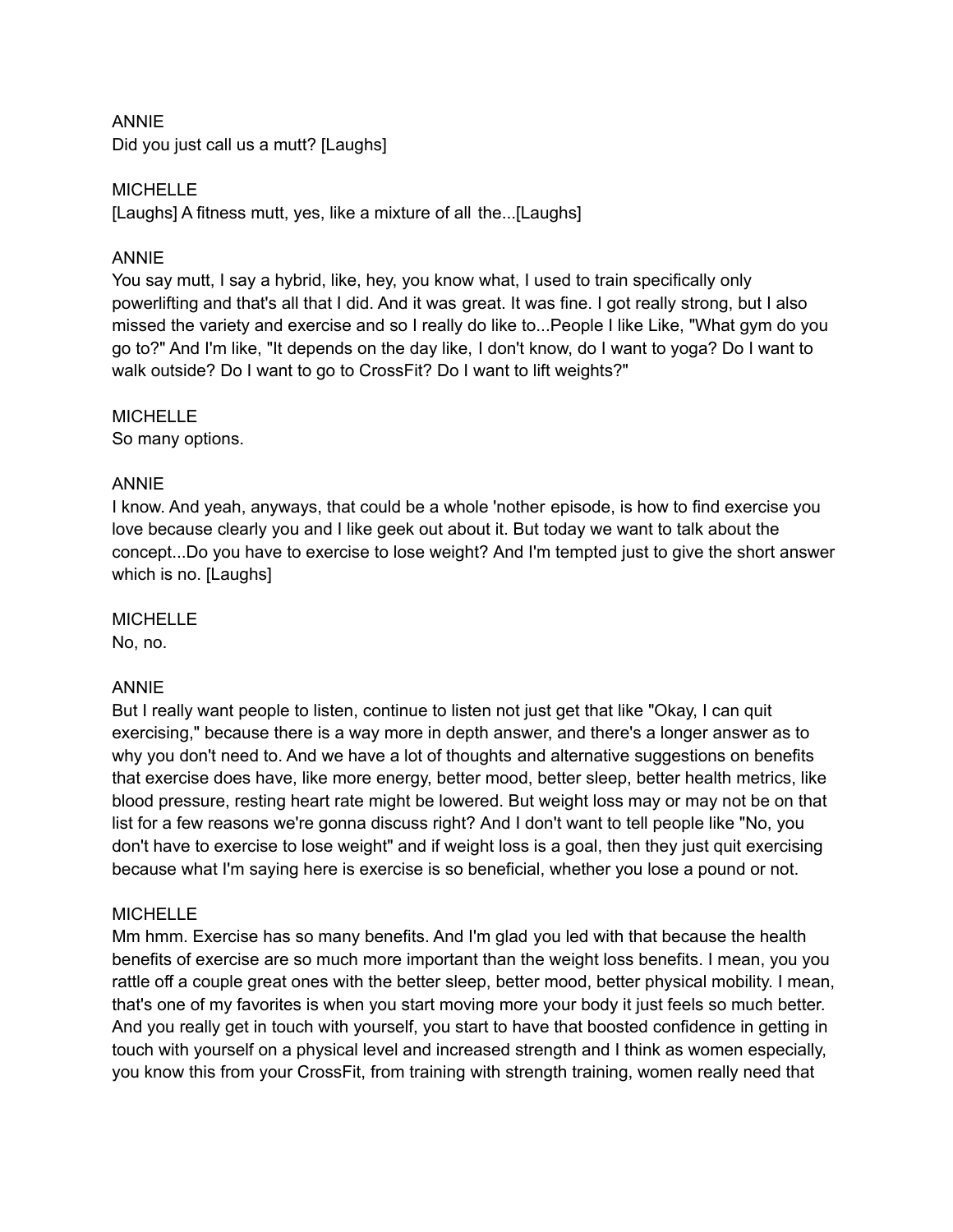ANNIE
Did you just call us a mutt? [Laughs]

MICHELLE
[Laughs] A fitness mutt, yes, like a mixture of all the...[Laughs]

ANNIE
You say mutt, I say a hybrid, like, hey, you know what, I used to train specifically only powerlifting and that's all that I did. And it was great. It was fine. I got really strong, but I also missed the variety and exercise and so I really do like to...People I like Like, "What gym do you go to?" And I'm like, "It depends on the day like, I don't know, do I want to yoga? Do I want to walk outside? Do I want to go to CrossFit? Do I want to lift weights?"

MICHELLE
So many options.

ANNIE
I know. And yeah, anyways, that could be a whole 'nother episode, is how to find exercise you love because clearly you and I like geek out about it. But today we want to talk about the concept...Do you have to exercise to lose weight? And I'm tempted just to give the short answer which is no. [Laughs]

MICHELLE
No, no.

ANNIE
But I really want people to listen, continue to listen not just get that like "Okay, I can quit exercising," because there is a way more in depth answer, and there's a longer answer as to why you don't need to. And we have a lot of thoughts and alternative suggestions on benefits that exercise does have, like more energy, better mood, better sleep, better health metrics, like blood pressure, resting heart rate might be lowered. But weight loss may or may not be on that list for a few reasons we're gonna discuss right? And I don't want to tell people like "No, you don't have to exercise to lose weight" and if weight loss is a goal, then they just quit exercising because what I'm saying here is exercise is so beneficial, whether you lose a pound or not.

MICHELLE
Mm hmm. Exercise has so many benefits. And I'm glad you led with that because the health benefits of exercise are so much more important than the weight loss benefits. I mean, you you rattle off a couple great ones with the better sleep, better mood, better physical mobility. I mean, that's one of my favorites is when you start moving more your body it just feels so much better. And you really get in touch with yourself, you start to have that boosted confidence in getting in touch with yourself on a physical level and increased strength and I think as women especially, you know this from your CrossFit, from training with strength training, women really need that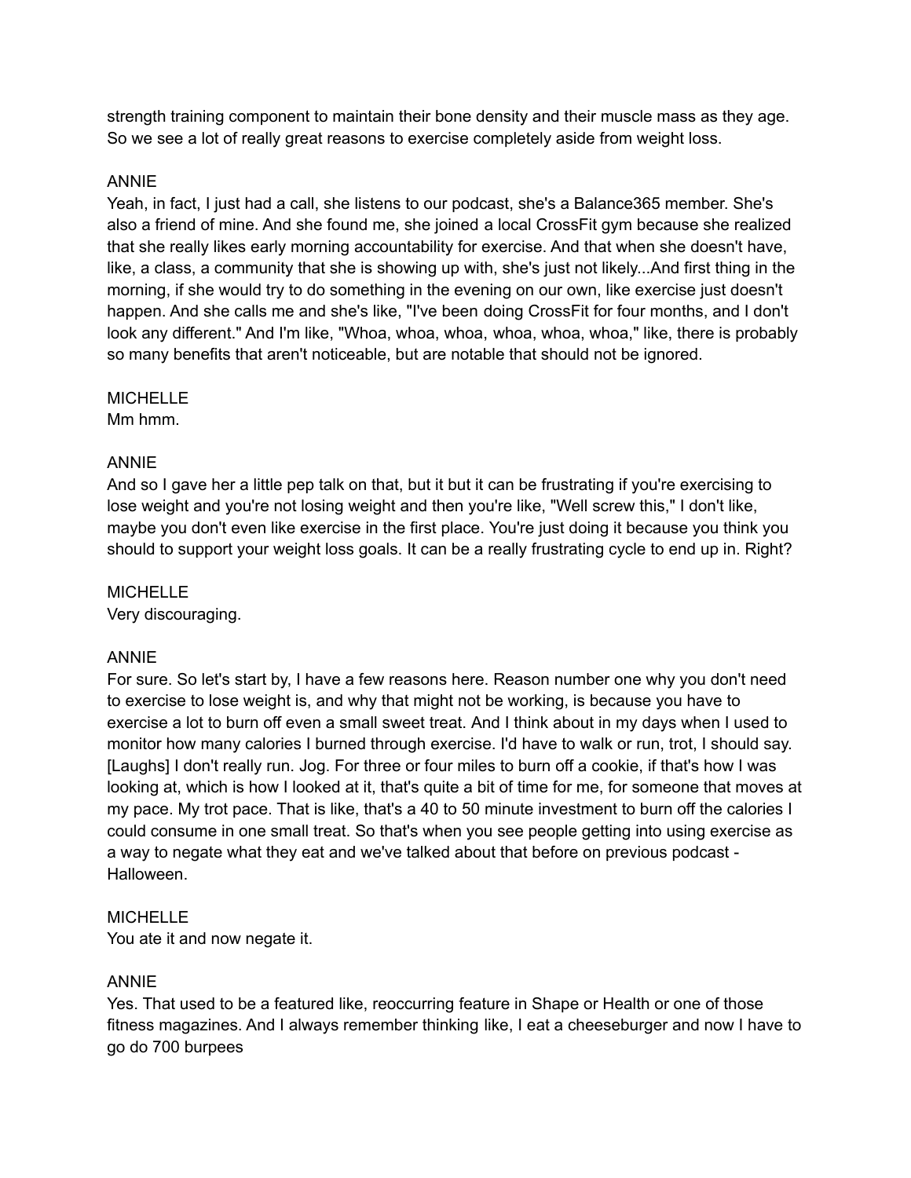strength training component to maintain their bone density and their muscle mass as they age. So we see a lot of really great reasons to exercise completely aside from weight loss.

ANNIE
Yeah, in fact, I just had a call, she listens to our podcast, she's a Balance365 member. She's also a friend of mine. And she found me, she joined a local CrossFit gym because she realized that she really likes early morning accountability for exercise. And that when she doesn't have, like, a class, a community that she is showing up with, she's just not likely...And first thing in the morning, if she would try to do something in the evening on our own, like exercise just doesn't happen. And she calls me and she's like, "I've been doing CrossFit for four months, and I don't look any different." And I'm like, "Whoa, whoa, whoa, whoa, whoa, whoa," like, there is probably so many benefits that aren't noticeable, but are notable that should not be ignored.

MICHELLE
Mm hmm.

ANNIE
And so I gave her a little pep talk on that, but it but it can be frustrating if you're exercising to lose weight and you're not losing weight and then you're like, "Well screw this," I don't like, maybe you don't even like exercise in the first place. You're just doing it because you think you should to support your weight loss goals. It can be a really frustrating cycle to end up in. Right?

MICHELLE
Very discouraging.

ANNIE
For sure. So let's start by, I have a few reasons here. Reason number one why you don't need to exercise to lose weight is, and why that might not be working, is because you have to exercise a lot to burn off even a small sweet treat. And I think about in my days when I used to monitor how many calories I burned through exercise. I'd have to walk or run, trot, I should say. [Laughs] I don't really run. Jog. For three or four miles to burn off a cookie, if that's how I was looking at, which is how I looked at it, that's quite a bit of time for me, for someone that moves at my pace. My trot pace. That is like, that's a 40 to 50 minute investment to burn off the calories I could consume in one small treat. So that's when you see people getting into using exercise as a way to negate what they eat and we've talked about that before on previous podcast - Halloween.

MICHELLE
You ate it and now negate it.

ANNIE
Yes. That used to be a featured like, reoccurring feature in Shape or Health or one of those fitness magazines. And I always remember thinking like, I eat a cheeseburger and now I have to go do 700 burpees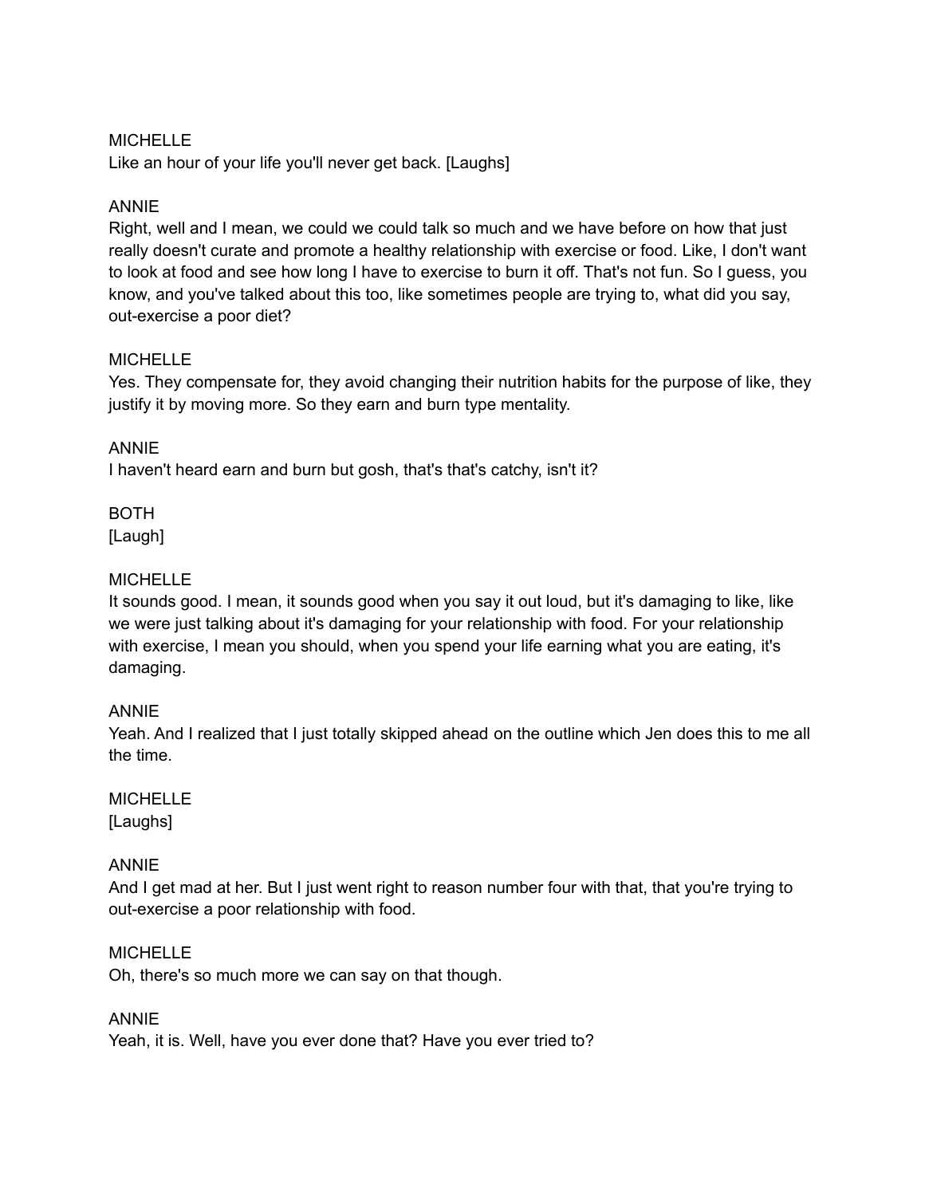MICHELLE
Like an hour of your life you'll never get back. [Laughs]

ANNIE
Right, well and I mean, we could we could talk so much and we have before on how that just really doesn't curate and promote a healthy relationship with exercise or food. Like, I don't want to look at food and see how long I have to exercise to burn it off. That's not fun. So I guess, you know, and you've talked about this too, like sometimes people are trying to, what did you say, out-exercise a poor diet?

MICHELLE
Yes. They compensate for, they avoid changing their nutrition habits for the purpose of like, they justify it by moving more. So they earn and burn type mentality.

ANNIE
I haven't heard earn and burn but gosh, that's that's catchy, isn't it?

BOTH
[Laugh]

MICHELLE
It sounds good. I mean, it sounds good when you say it out loud, but it's damaging to like, like we were just talking about it's damaging for your relationship with food. For your relationship with exercise, I mean you should, when you spend your life earning what you are eating, it's damaging.

ANNIE
Yeah. And I realized that I just totally skipped ahead on the outline which Jen does this to me all the time.

MICHELLE
[Laughs]

ANNIE
And I get mad at her. But I just went right to reason number four with that, that you're trying to out-exercise a poor relationship with food.

MICHELLE
Oh, there's so much more we can say on that though.

ANNIE
Yeah, it is. Well, have you ever done that? Have you ever tried to?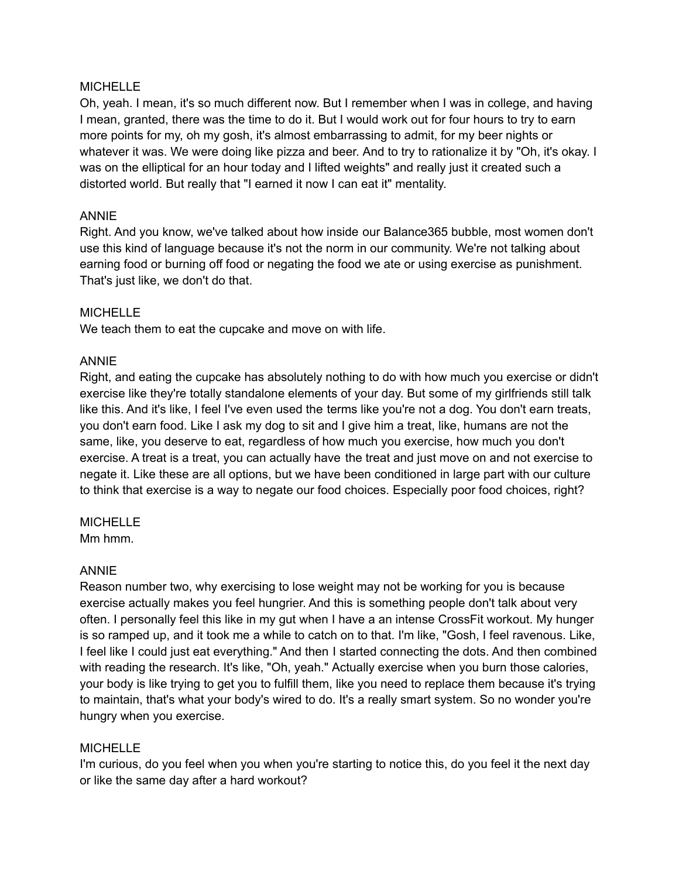MICHELLE
Oh, yeah. I mean, it's so much different now. But I remember when I was in college, and having I mean, granted, there was the time to do it. But I would work out for four hours to try to earn more points for my, oh my gosh, it's almost embarrassing to admit, for my beer nights or whatever it was. We were doing like pizza and beer. And to try to rationalize it by "Oh, it's okay. I was on the elliptical for an hour today and I lifted weights" and really just it created such a distorted world. But really that "I earned it now I can eat it" mentality.

ANNIE
Right. And you know, we've talked about how inside our Balance365 bubble, most women don't use this kind of language because it's not the norm in our community. We're not talking about earning food or burning off food or negating the food we ate or using exercise as punishment. That's just like, we don't do that.

MICHELLE
We teach them to eat the cupcake and move on with life.

ANNIE
Right, and eating the cupcake has absolutely nothing to do with how much you exercise or didn't exercise like they're totally standalone elements of your day. But some of my girlfriends still talk like this. And it's like, I feel I've even used the terms like you're not a dog. You don't earn treats, you don't earn food. Like I ask my dog to sit and I give him a treat, like, humans are not the same, like, you deserve to eat, regardless of how much you exercise, how much you don't exercise. A treat is a treat, you can actually have the treat and just move on and not exercise to negate it. Like these are all options, but we have been conditioned in large part with our culture to think that exercise is a way to negate our food choices. Especially poor food choices, right?

MICHELLE
Mm hmm.

ANNIE
Reason number two, why exercising to lose weight may not be working for you is because exercise actually makes you feel hungrier. And this is something people don't talk about very often. I personally feel this like in my gut when I have a an intense CrossFit workout. My hunger is so ramped up, and it took me a while to catch on to that. I'm like, "Gosh, I feel ravenous. Like, I feel like I could just eat everything." And then I started connecting the dots. And then combined with reading the research. It's like, "Oh, yeah." Actually exercise when you burn those calories, your body is like trying to get you to fulfill them, like you need to replace them because it's trying to maintain, that's what your body's wired to do. It's a really smart system. So no wonder you're hungry when you exercise.

MICHELLE
I'm curious, do you feel when you when you're starting to notice this, do you feel it the next day or like the same day after a hard workout?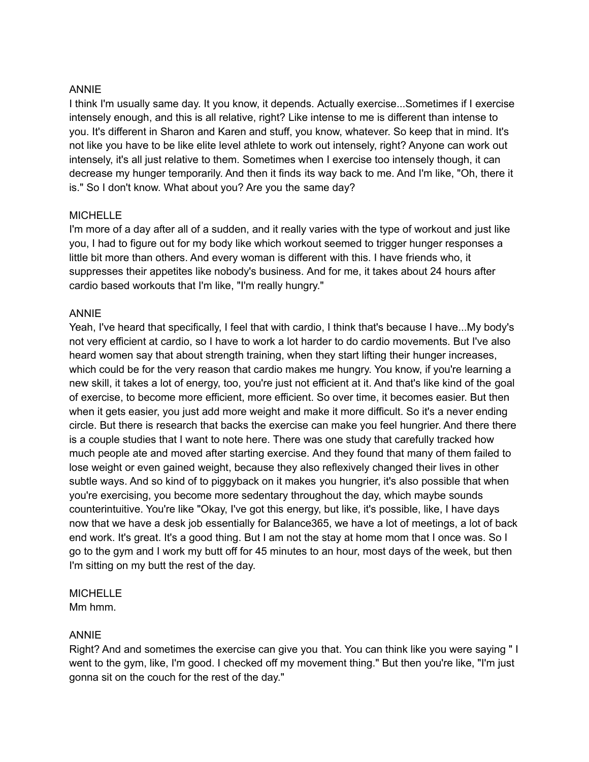ANNIE
I think I'm usually same day. It you know, it depends. Actually exercise...Sometimes if I exercise intensely enough, and this is all relative, right? Like intense to me is different than intense to you. It's different in Sharon and Karen and stuff, you know, whatever. So keep that in mind. It's not like you have to be like elite level athlete to work out intensely, right? Anyone can work out intensely, it's all just relative to them. Sometimes when I exercise too intensely though, it can decrease my hunger temporarily. And then it finds its way back to me. And I'm like, "Oh, there it is." So I don't know. What about you? Are you the same day?

MICHELLE
I'm more of a day after all of a sudden, and it really varies with the type of workout and just like you, I had to figure out for my body like which workout seemed to trigger hunger responses a little bit more than others. And every woman is different with this. I have friends who, it suppresses their appetites like nobody's business. And for me, it takes about 24 hours after cardio based workouts that I'm like, "I'm really hungry."

ANNIE
Yeah, I've heard that specifically, I feel that with cardio, I think that's because I have...My body's not very efficient at cardio, so I have to work a lot harder to do cardio movements. But I've also heard women say that about strength training, when they start lifting their hunger increases, which could be for the very reason that cardio makes me hungry. You know, if you're learning a new skill, it takes a lot of energy, too, you're just not efficient at it. And that's like kind of the goal of exercise, to become more efficient, more efficient. So over time, it becomes easier. But then when it gets easier, you just add more weight and make it more difficult. So it's a never ending circle. But there is research that backs the exercise can make you feel hungrier. And there there is a couple studies that I want to note here. There was one study that carefully tracked how much people ate and moved after starting exercise. And they found that many of them failed to lose weight or even gained weight, because they also reflexively changed their lives in other subtle ways. And so kind of to piggyback on it makes you hungrier, it's also possible that when you're exercising, you become more sedentary throughout the day, which maybe sounds counterintuitive. You're like "Okay, I've got this energy, but like, it's possible, like, I have days now that we have a desk job essentially for Balance365, we have a lot of meetings, a lot of back end work. It's great. It's a good thing. But I am not the stay at home mom that I once was. So I go to the gym and I work my butt off for 45 minutes to an hour, most days of the week, but then I'm sitting on my butt the rest of the day.

MICHELLE
Mm hmm.

ANNIE
Right? And and sometimes the exercise can give you that. You can think like you were saying " I went to the gym, like, I'm good. I checked off my movement thing." But then you're like, "I'm just gonna sit on the couch for the rest of the day."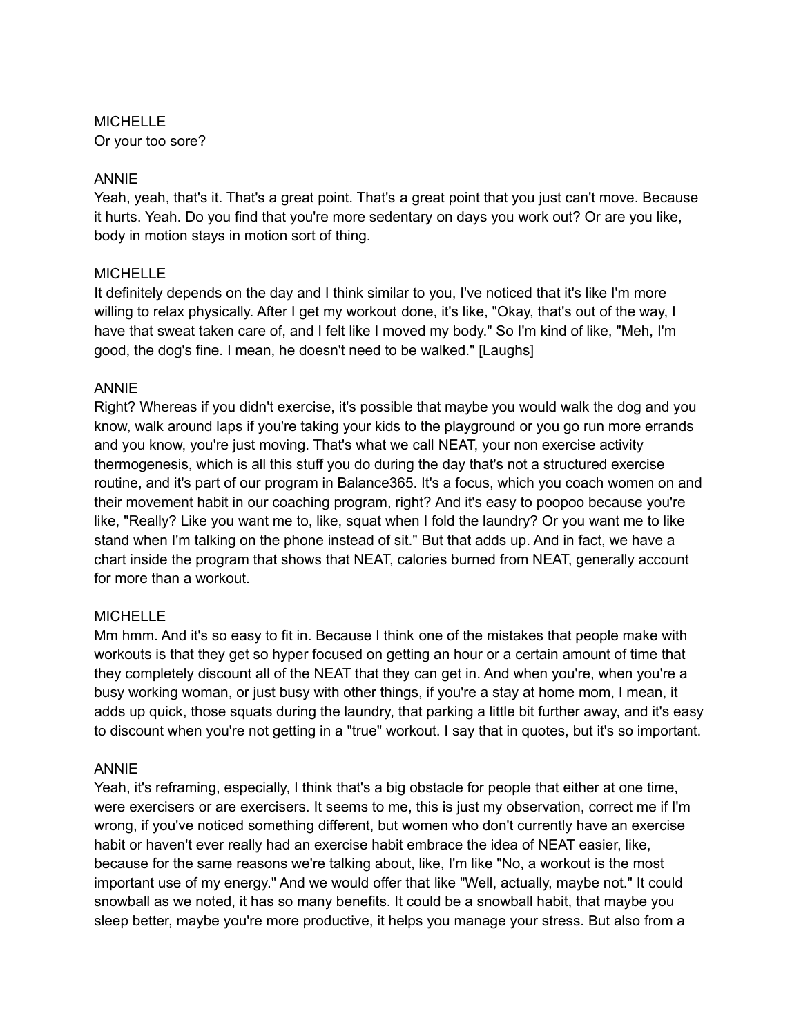MICHELLE
Or your too sore?

ANNIE
Yeah, yeah, that's it. That's a great point. That's a great point that you just can't move. Because it hurts. Yeah. Do you find that you're more sedentary on days you work out? Or are you like, body in motion stays in motion sort of thing.

MICHELLE
It definitely depends on the day and I think similar to you, I've noticed that it's like I'm more willing to relax physically. After I get my workout done, it's like, "Okay, that's out of the way, I have that sweat taken care of, and I felt like I moved my body." So I'm kind of like, "Meh, I'm good, the dog's fine. I mean, he doesn't need to be walked." [Laughs]

ANNIE
Right? Whereas if you didn't exercise, it's possible that maybe you would walk the dog and you know, walk around laps if you're taking your kids to the playground or you go run more errands and you know, you're just moving. That's what we call NEAT, your non exercise activity thermogenesis, which is all this stuff you do during the day that's not a structured exercise routine, and it's part of our program in Balance365. It's a focus, which you coach women on and their movement habit in our coaching program, right? And it's easy to poopoo because you're like, "Really? Like you want me to, like, squat when I fold the laundry? Or you want me to like stand when I'm talking on the phone instead of sit." But that adds up. And in fact, we have a chart inside the program that shows that NEAT, calories burned from NEAT, generally account for more than a workout.

MICHELLE
Mm hmm. And it's so easy to fit in. Because I think one of the mistakes that people make with workouts is that they get so hyper focused on getting an hour or a certain amount of time that they completely discount all of the NEAT that they can get in. And when you're, when you're a busy working woman, or just busy with other things, if you're a stay at home mom, I mean, it adds up quick, those squats during the laundry, that parking a little bit further away, and it's easy to discount when you're not getting in a "true" workout. I say that in quotes, but it's so important.

ANNIE
Yeah, it's reframing, especially, I think that's a big obstacle for people that either at one time, were exercisers or are exercisers. It seems to me, this is just my observation, correct me if I'm wrong, if you've noticed something different, but women who don't currently have an exercise habit or haven't ever really had an exercise habit embrace the idea of NEAT easier, like, because for the same reasons we're talking about, like, I'm like "No, a workout is the most important use of my energy." And we would offer that like "Well, actually, maybe not." It could snowball as we noted, it has so many benefits. It could be a snowball habit, that maybe you sleep better, maybe you're more productive, it helps you manage your stress. But also from a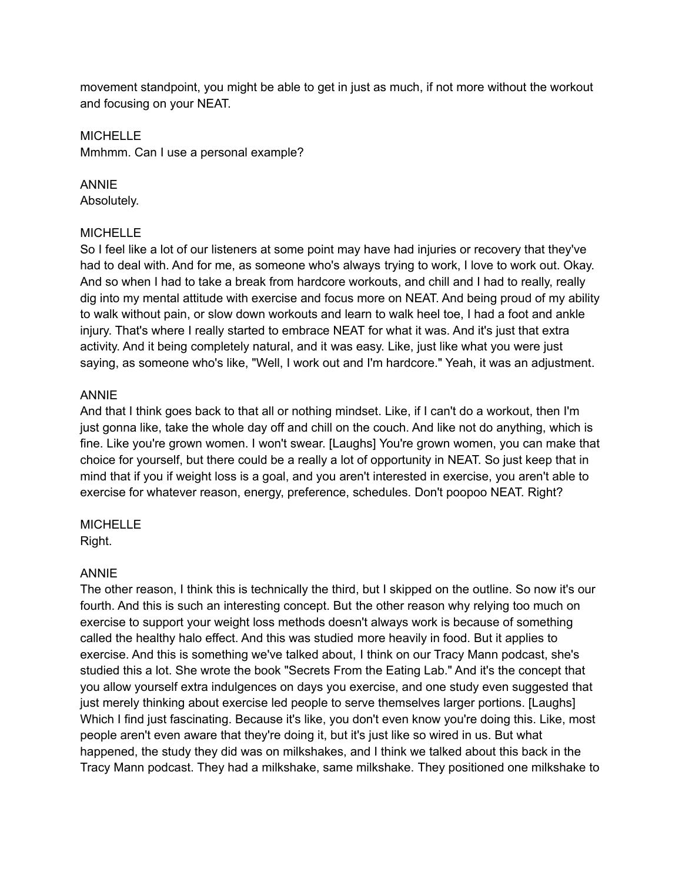movement standpoint, you might be able to get in just as much, if not more without the workout and focusing on your NEAT.

MICHELLE
Mmhmm. Can I use a personal example?

ANNIE
Absolutely.

MICHELLE
So I feel like a lot of our listeners at some point may have had injuries or recovery that they've had to deal with. And for me, as someone who's always trying to work, I love to work out. Okay. And so when I had to take a break from hardcore workouts, and chill and I had to really, really dig into my mental attitude with exercise and focus more on NEAT. And being proud of my ability to walk without pain, or slow down workouts and learn to walk heel toe, I had a foot and ankle injury. That's where I really started to embrace NEAT for what it was. And it's just that extra activity. And it being completely natural, and it was easy. Like, just like what you were just saying, as someone who's like, "Well, I work out and I'm hardcore." Yeah, it was an adjustment.

ANNIE
And that I think goes back to that all or nothing mindset. Like, if I can't do a workout, then I'm just gonna like, take the whole day off and chill on the couch. And like not do anything, which is fine. Like you're grown women. I won't swear. [Laughs] You're grown women, you can make that choice for yourself, but there could be a really a lot of opportunity in NEAT. So just keep that in mind that if you if weight loss is a goal, and you aren't interested in exercise, you aren't able to exercise for whatever reason, energy, preference, schedules. Don't poopoo NEAT. Right?

MICHELLE
Right.

ANNIE
The other reason, I think this is technically the third, but I skipped on the outline. So now it's our fourth. And this is such an interesting concept. But the other reason why relying too much on exercise to support your weight loss methods doesn't always work is because of something called the healthy halo effect. And this was studied more heavily in food. But it applies to exercise. And this is something we've talked about, I think on our Tracy Mann podcast, she's studied this a lot. She wrote the book "Secrets From the Eating Lab." And it's the concept that you allow yourself extra indulgences on days you exercise, and one study even suggested that just merely thinking about exercise led people to serve themselves larger portions. [Laughs] Which I find just fascinating. Because it's like, you don't even know you're doing this. Like, most people aren't even aware that they're doing it, but it's just like so wired in us. But what happened, the study they did was on milkshakes, and I think we talked about this back in the Tracy Mann podcast. They had a milkshake, same milkshake. They positioned one milkshake to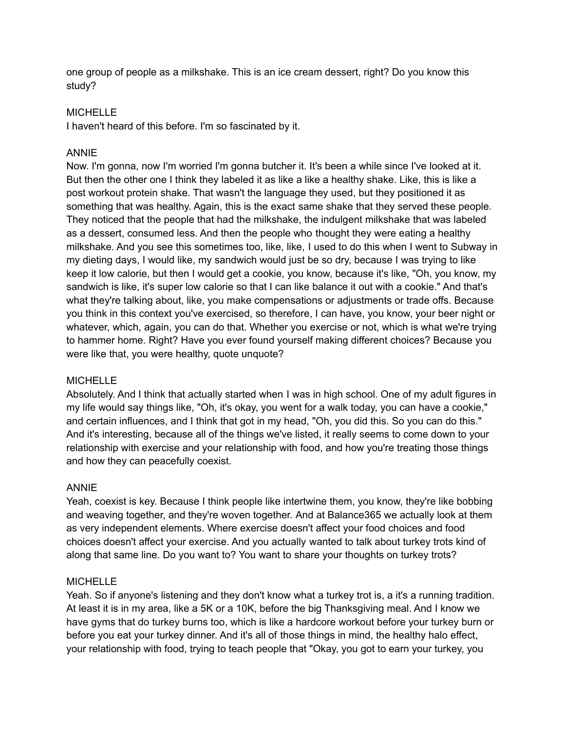one group of people as a milkshake. This is an ice cream dessert, right? Do you know this study?

MICHELLE
I haven't heard of this before. I'm so fascinated by it.

ANNIE
Now. I'm gonna, now I'm worried I'm gonna butcher it. It's been a while since I've looked at it. But then the other one I think they labeled it as like a like a healthy shake. Like, this is like a post workout protein shake. That wasn't the language they used, but they positioned it as something that was healthy. Again, this is the exact same shake that they served these people. They noticed that the people that had the milkshake, the indulgent milkshake that was labeled as a dessert, consumed less. And then the people who thought they were eating a healthy milkshake. And you see this sometimes too, like, like, I used to do this when I went to Subway in my dieting days, I would like, my sandwich would just be so dry, because I was trying to like keep it low calorie, but then I would get a cookie, you know, because it's like, "Oh, you know, my sandwich is like, it's super low calorie so that I can like balance it out with a cookie." And that's what they're talking about, like, you make compensations or adjustments or trade offs. Because you think in this context you've exercised, so therefore, I can have, you know, your beer night or whatever, which, again, you can do that. Whether you exercise or not, which is what we're trying to hammer home. Right? Have you ever found yourself making different choices? Because you were like that, you were healthy, quote unquote?

MICHELLE
Absolutely. And I think that actually started when I was in high school. One of my adult figures in my life would say things like, "Oh, it's okay, you went for a walk today, you can have a cookie," and certain influences, and I think that got in my head, "Oh, you did this. So you can do this." And it's interesting, because all of the things we've listed, it really seems to come down to your relationship with exercise and your relationship with food, and how you're treating those things and how they can peacefully coexist.

ANNIE
Yeah, coexist is key. Because I think people like intertwine them, you know, they're like bobbing and weaving together, and they're woven together. And at Balance365 we actually look at them as very independent elements. Where exercise doesn't affect your food choices and food choices doesn't affect your exercise. And you actually wanted to talk about turkey trots kind of along that same line. Do you want to? You want to share your thoughts on turkey trots?

MICHELLE
Yeah. So if anyone's listening and they don't know what a turkey trot is, a it's a running tradition. At least it is in my area, like a 5K or a 10K, before the big Thanksgiving meal. And I know we have gyms that do turkey burns too, which is like a hardcore workout before your turkey burn or before you eat your turkey dinner. And it's all of those things in mind, the healthy halo effect, your relationship with food, trying to teach people that "Okay, you got to earn your turkey, you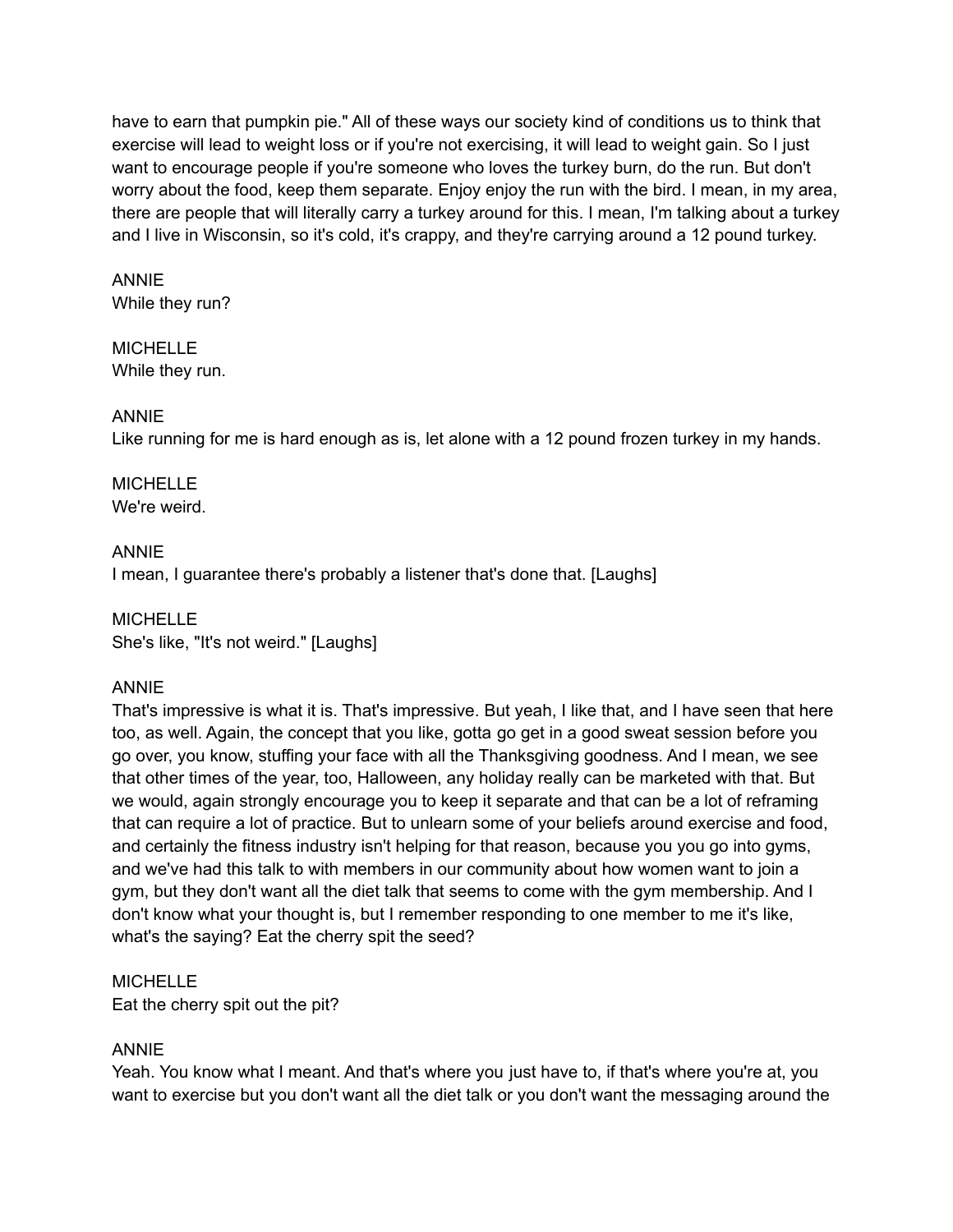have to earn that pumpkin pie." All of these ways our society kind of conditions us to think that exercise will lead to weight loss or if you're not exercising, it will lead to weight gain. So I just want to encourage people if you're someone who loves the turkey burn, do the run. But don't worry about the food, keep them separate. Enjoy enjoy the run with the bird. I mean, in my area, there are people that will literally carry a turkey around for this. I mean, I'm talking about a turkey and I live in Wisconsin, so it's cold, it's crappy, and they're carrying around a 12 pound turkey.

ANNIE
While they run?

MICHELLE
While they run.

ANNIE
Like running for me is hard enough as is, let alone with a 12 pound frozen turkey in my hands.

MICHELLE
We're weird.

ANNIE
I mean, I guarantee there's probably a listener that's done that. [Laughs]

MICHELLE
She's like, "It's not weird." [Laughs]

ANNIE
That's impressive is what it is. That's impressive. But yeah, I like that, and I have seen that here too, as well. Again, the concept that you like, gotta go get in a good sweat session before you go over, you know, stuffing your face with all the Thanksgiving goodness. And I mean, we see that other times of the year, too, Halloween, any holiday really can be marketed with that. But we would, again strongly encourage you to keep it separate and that can be a lot of reframing that can require a lot of practice. But to unlearn some of your beliefs around exercise and food, and certainly the fitness industry isn't helping for that reason, because you you go into gyms, and we've had this talk to with members in our community about how women want to join a gym, but they don't want all the diet talk that seems to come with the gym membership. And I don't know what your thought is, but I remember responding to one member to me it's like, what's the saying? Eat the cherry spit the seed?

MICHELLE
Eat the cherry spit out the pit?

ANNIE
Yeah. You know what I meant. And that's where you just have to, if that's where you're at, you want to exercise but you don't want all the diet talk or you don't want the messaging around the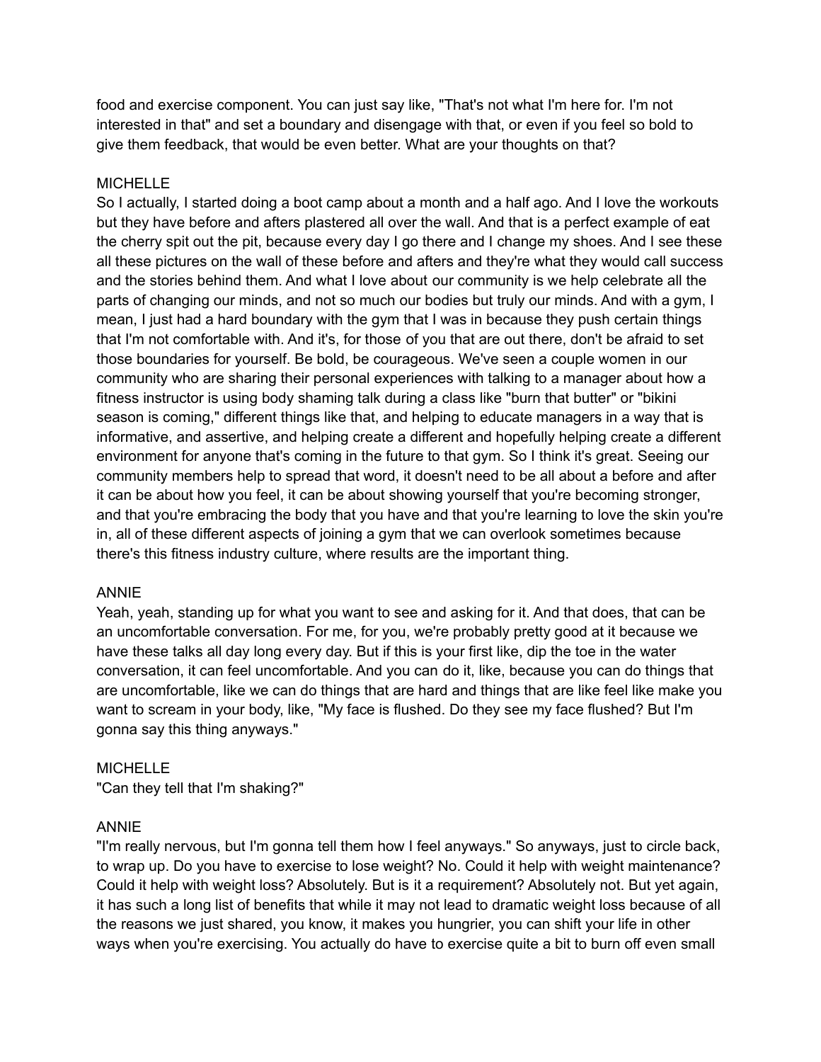food and exercise component. You can just say like, "That's not what I'm here for. I'm not interested in that" and set a boundary and disengage with that, or even if you feel so bold to give them feedback, that would be even better. What are your thoughts on that?

MICHELLE
So I actually, I started doing a boot camp about a month and a half ago. And I love the workouts but they have before and afters plastered all over the wall. And that is a perfect example of eat the cherry spit out the pit, because every day I go there and I change my shoes. And I see these all these pictures on the wall of these before and afters and they're what they would call success and the stories behind them. And what I love about our community is we help celebrate all the parts of changing our minds, and not so much our bodies but truly our minds. And with a gym, I mean, I just had a hard boundary with the gym that I was in because they push certain things that I'm not comfortable with. And it's, for those of you that are out there, don't be afraid to set those boundaries for yourself. Be bold, be courageous. We've seen a couple women in our community who are sharing their personal experiences with talking to a manager about how a fitness instructor is using body shaming talk during a class like "burn that butter" or "bikini season is coming," different things like that, and helping to educate managers in a way that is informative, and assertive, and helping create a different and hopefully helping create a different environment for anyone that's coming in the future to that gym. So I think it's great. Seeing our community members help to spread that word, it doesn't need to be all about a before and after it can be about how you feel, it can be about showing yourself that you're becoming stronger, and that you're embracing the body that you have and that you're learning to love the skin you're in, all of these different aspects of joining a gym that we can overlook sometimes because there's this fitness industry culture, where results are the important thing.

ANNIE
Yeah, yeah, standing up for what you want to see and asking for it. And that does, that can be an uncomfortable conversation. For me, for you, we're probably pretty good at it because we have these talks all day long every day. But if this is your first like, dip the toe in the water conversation, it can feel uncomfortable. And you can do it, like, because you can do things that are uncomfortable, like we can do things that are hard and things that are like feel like make you want to scream in your body, like, "My face is flushed. Do they see my face flushed? But I'm gonna say this thing anyways."

MICHELLE
"Can they tell that I'm shaking?"

ANNIE
"I'm really nervous, but I'm gonna tell them how I feel anyways." So anyways, just to circle back, to wrap up. Do you have to exercise to lose weight? No. Could it help with weight maintenance? Could it help with weight loss? Absolutely. But is it a requirement? Absolutely not. But yet again, it has such a long list of benefits that while it may not lead to dramatic weight loss because of all the reasons we just shared, you know, it makes you hungrier, you can shift your life in other ways when you're exercising. You actually do have to exercise quite a bit to burn off even small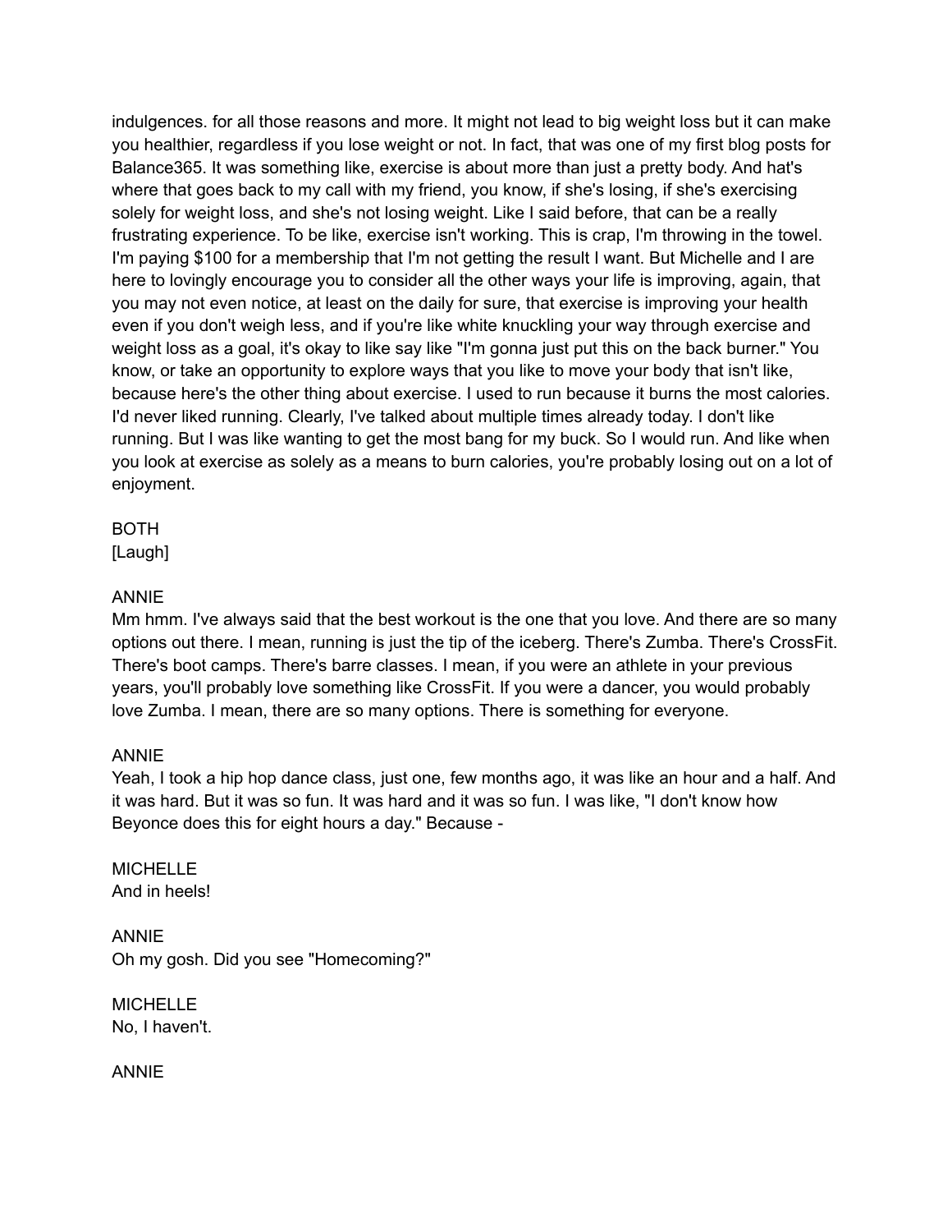indulgences. for all those reasons and more. It might not lead to big weight loss but it can make you healthier, regardless if you lose weight or not. In fact, that was one of my first blog posts for Balance365. It was something like, exercise is about more than just a pretty body. And hat's where that goes back to my call with my friend, you know, if she's losing, if she's exercising solely for weight loss, and she's not losing weight. Like I said before, that can be a really frustrating experience. To be like, exercise isn't working. This is crap, I'm throwing in the towel. I'm paying $100 for a membership that I'm not getting the result I want. But Michelle and I are here to lovingly encourage you to consider all the other ways your life is improving, again, that you may not even notice, at least on the daily for sure, that exercise is improving your health even if you don't weigh less, and if you're like white knuckling your way through exercise and weight loss as a goal, it's okay to like say like "I'm gonna just put this on the back burner." You know, or take an opportunity to explore ways that you like to move your body that isn't like, because here's the other thing about exercise. I used to run because it burns the most calories. I'd never liked running. Clearly, I've talked about multiple times already today. I don't like running. But I was like wanting to get the most bang for my buck. So I would run. And like when you look at exercise as solely as a means to burn calories, you're probably losing out on a lot of enjoyment.

BOTH
[Laugh]

ANNIE
Mm hmm. I've always said that the best workout is the one that you love. And there are so many options out there. I mean, running is just the tip of the iceberg. There's Zumba. There's CrossFit. There's boot camps. There's barre classes. I mean, if you were an athlete in your previous years, you'll probably love something like CrossFit. If you were a dancer, you would probably love Zumba. I mean, there are so many options. There is something for everyone.

ANNIE
Yeah, I took a hip hop dance class, just one, few months ago, it was like an hour and a half. And it was hard. But it was so fun. It was hard and it was so fun. I was like, "I don't know how Beyonce does this for eight hours a day." Because -

MICHELLE
And in heels!

ANNIE
Oh my gosh. Did you see "Homecoming?"

MICHELLE
No, I haven't.

ANNIE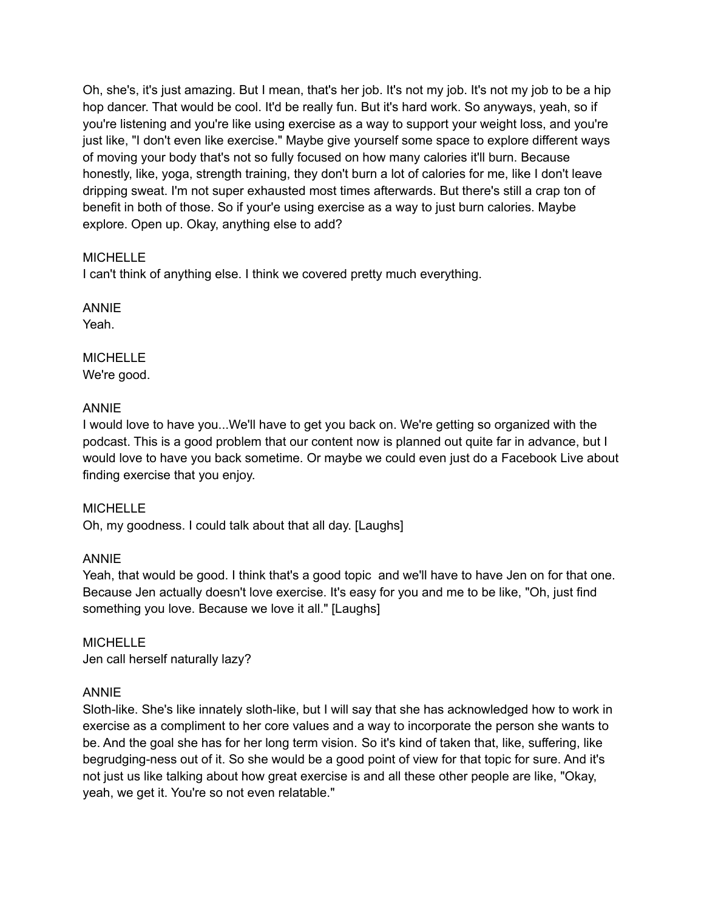Oh, she's, it's just amazing. But I mean, that's her job. It's not my job. It's not my job to be a hip hop dancer. That would be cool. It'd be really fun. But it's hard work. So anyways, yeah, so if you're listening and you're like using exercise as a way to support your weight loss, and you're just like, "I don't even like exercise." Maybe give yourself some space to explore different ways of moving your body that's not so fully focused on how many calories it'll burn. Because honestly, like, yoga, strength training, they don't burn a lot of calories for me, like I don't leave dripping sweat. I'm not super exhausted most times afterwards. But there's still a crap ton of benefit in both of those. So if your'e using exercise as a way to just burn calories. Maybe explore. Open up. Okay, anything else to add?

MICHELLE
I can't think of anything else. I think we covered pretty much everything.

ANNIE
Yeah.

MICHELLE
We're good.

ANNIE
I would love to have you...We'll have to get you back on. We're getting so organized with the podcast. This is a good problem that our content now is planned out quite far in advance, but I would love to have you back sometime. Or maybe we could even just do a Facebook Live about finding exercise that you enjoy.

MICHELLE
Oh, my goodness. I could talk about that all day. [Laughs]

ANNIE
Yeah, that would be good. I think that's a good topic and we'll have to have Jen on for that one. Because Jen actually doesn't love exercise. It's easy for you and me to be like, "Oh, just find something you love. Because we love it all." [Laughs]

MICHELLE
Jen call herself naturally lazy?

ANNIE
Sloth-like. She's like innately sloth-like, but I will say that she has acknowledged how to work in exercise as a compliment to her core values and a way to incorporate the person she wants to be. And the goal she has for her long term vision. So it's kind of taken that, like, suffering, like begrudging-ness out of it. So she would be a good point of view for that topic for sure. And it's not just us like talking about how great exercise is and all these other people are like, "Okay, yeah, we get it. You're so not even relatable."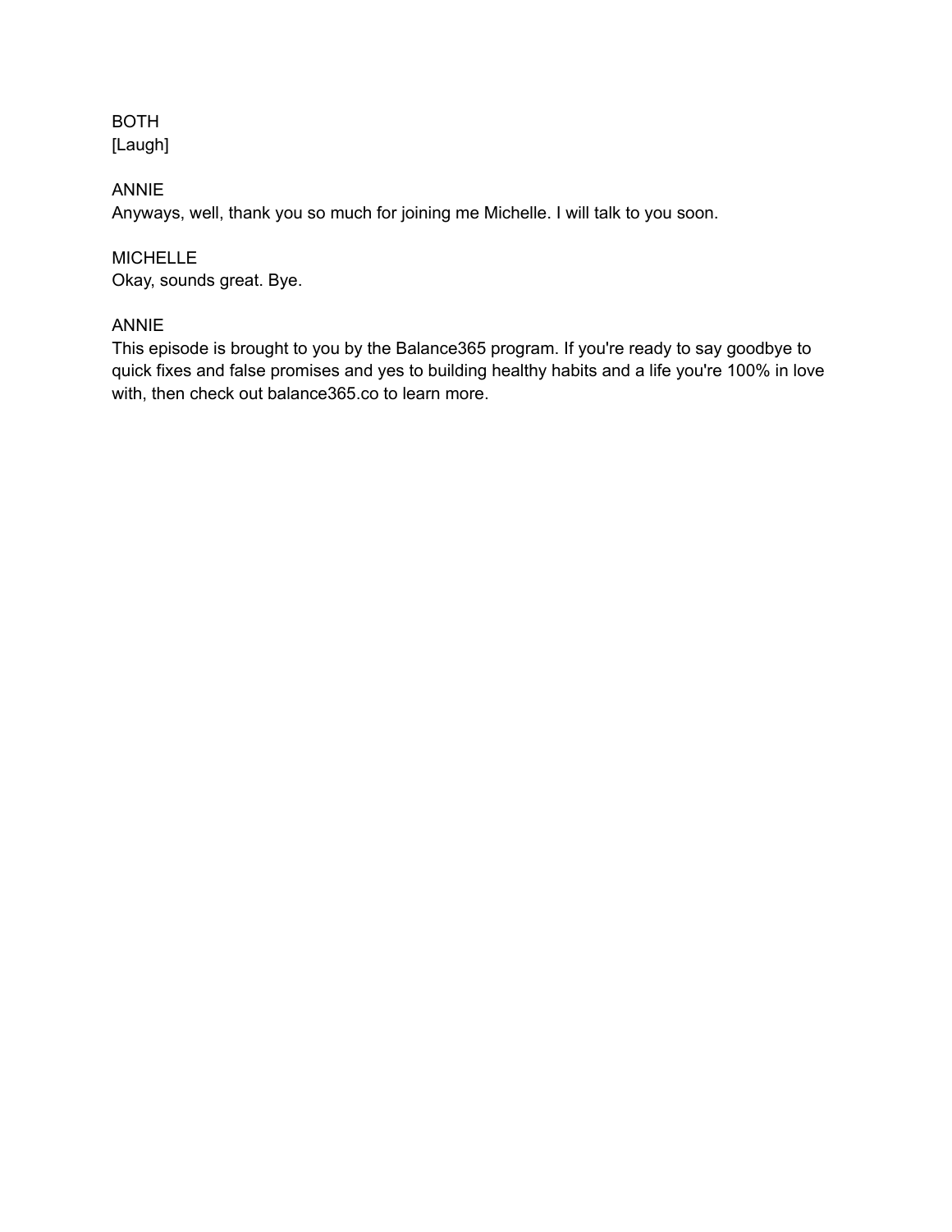BOTH
[Laugh]

ANNIE
Anyways, well, thank you so much for joining me Michelle. I will talk to you soon.

MICHELLE
Okay, sounds great. Bye.

ANNIE
This episode is brought to you by the Balance365 program. If you're ready to say goodbye to quick fixes and false promises and yes to building healthy habits and a life you're 100% in love with, then check out balance365.co to learn more.